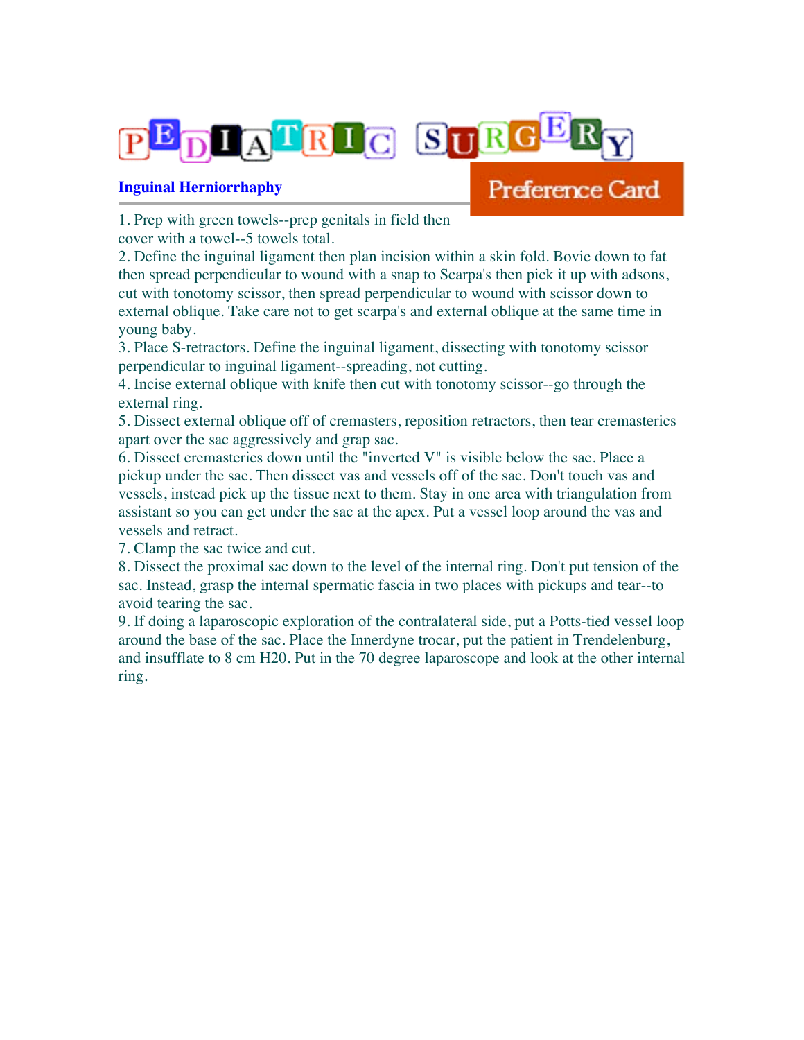# PEDIATRIC SURGERY

## Inguinal Herniorrhaphy

**Preference Card**

1. Prep with green towels--prep genitals in field then cover with a towel--5 towels total.
2. Define the inguinal ligament then plan incision within a skin fold. Bovie down to fat then spread perpendicular to wound with a snap to Scarpa's then pick it up with adsons, cut with tonotomy scissor, then spread perpendicular to wound with scissor down to external oblique. Take care not to get scarpa's and external oblique at the same time in young baby.
3. Place S-retractors. Define the inguinal ligament, dissecting with tonotomy scissor perpendicular to inguinal ligament--spreading, not cutting.
4. Incise external oblique with knife then cut with tonotomy scissor--go through the external ring.
5. Dissect external oblique off of cremasters, reposition retractors, then tear cremasterics apart over the sac aggressively and grap sac.
6. Dissect cremasterics down until the "inverted V" is visible below the sac. Place a pickup under the sac. Then dissect vas and vessels off of the sac. Don't touch vas and vessels, instead pick up the tissue next to them. Stay in one area with triangulation from assistant so you can get under the sac at the apex. Put a vessel loop around the vas and vessels and retract.
7. Clamp the sac twice and cut.
8. Dissect the proximal sac down to the level of the internal ring. Don't put tension of the sac. Instead, grasp the internal spermatic fascia in two places with pickups and tear--to avoid tearing the sac.
9. If doing a laparoscopic exploration of the contralateral side, put a Potts-tied vessel loop around the base of the sac. Place the Innerdyne trocar, put the patient in Trendelenburg, and insufflate to 8 cm H20. Put in the 70 degree laparoscope and look at the other internal ring.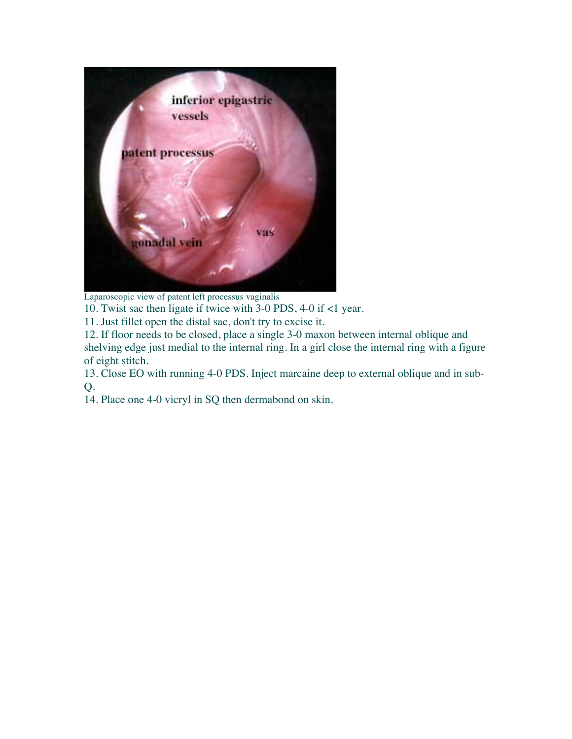Laparoscopic view of patent left processus vaginalis

10. Twist sac then ligate if twice with 3-0 PDS, 4-0 if <1 year.
11. Just fillet open the distal sac, don't try to excise it.
12. If floor needs to be closed, place a single 3-0 maxon between internal oblique and shelving edge just medial to the internal ring. In a girl close the internal ring with a figure of eight stitch.
13. Close EO with running 4-0 PDS. Inject marcaine deep to external oblique and in sub-Q.
14. Place one 4-0 vicryl in SQ then dermabond on skin.